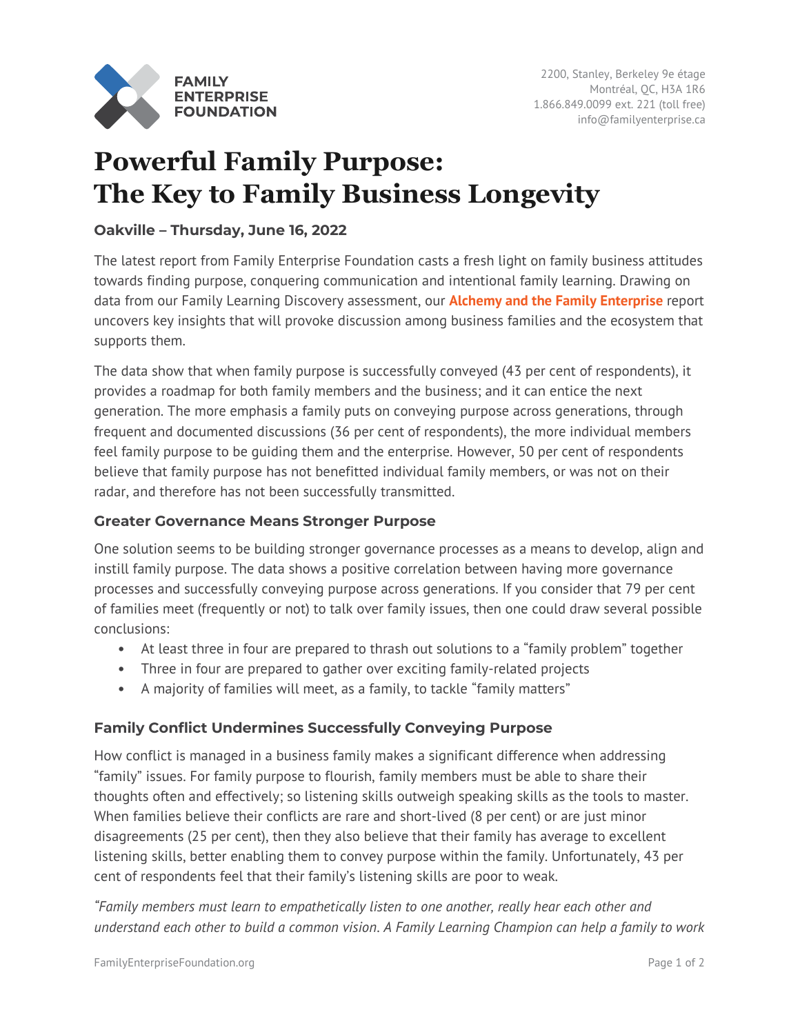**FAMILY ENTERPRISE FOUNDATION**

2200, Stanley, Berkeley 9e étage
Montréal, QC, H3A 1R6
1.866.849.0099 ext. 221 (toll free)
info@familyenterprise.ca

# Powerful Family Purpose: The Key to Family Business Longevity

**Oakville – Thursday, June 16, 2022**

The latest report from Family Enterprise Foundation casts a fresh light on family business attitudes towards finding purpose, conquering communication and intentional family learning. Drawing on data from our Family Learning Discovery assessment, our **Alchemy and the Family Enterprise** report uncovers key insights that will provoke discussion among business families and the ecosystem that supports them.

The data show that when family purpose is successfully conveyed (43 per cent of respondents), it provides a roadmap for both family members and the business; and it can entice the next generation. The more emphasis a family puts on conveying purpose across generations, through frequent and documented discussions (36 per cent of respondents), the more individual members feel family purpose to be guiding them and the enterprise. However, 50 per cent of respondents believe that family purpose has not benefitted individual family members, or was not on their radar, and therefore has not been successfully transmitted.

### Greater Governance Means Stronger Purpose

One solution seems to be building stronger governance processes as a means to develop, align and instill family purpose. The data shows a positive correlation between having more governance processes and successfully conveying purpose across generations. If you consider that 79 per cent of families meet (frequently or not) to talk over family issues, then one could draw several possible conclusions:

- At least three in four are prepared to thrash out solutions to a "family problem" together
- Three in four are prepared to gather over exciting family-related projects
- A majority of families will meet, as a family, to tackle "family matters"

### Family Conflict Undermines Successfully Conveying Purpose

How conflict is managed in a business family makes a significant difference when addressing "family" issues. For family purpose to flourish, family members must be able to share their thoughts often and effectively; so listening skills outweigh speaking skills as the tools to master. When families believe their conflicts are rare and short-lived (8 per cent) or are just minor disagreements (25 per cent), then they also believe that their family has average to excellent listening skills, better enabling them to convey purpose within the family. Unfortunately, 43 per cent of respondents feel that their family's listening skills are poor to weak.

*"Family members must learn to empathetically listen to one another, really hear each other and understand each other to build a common vision. A Family Learning Champion can help a family to work*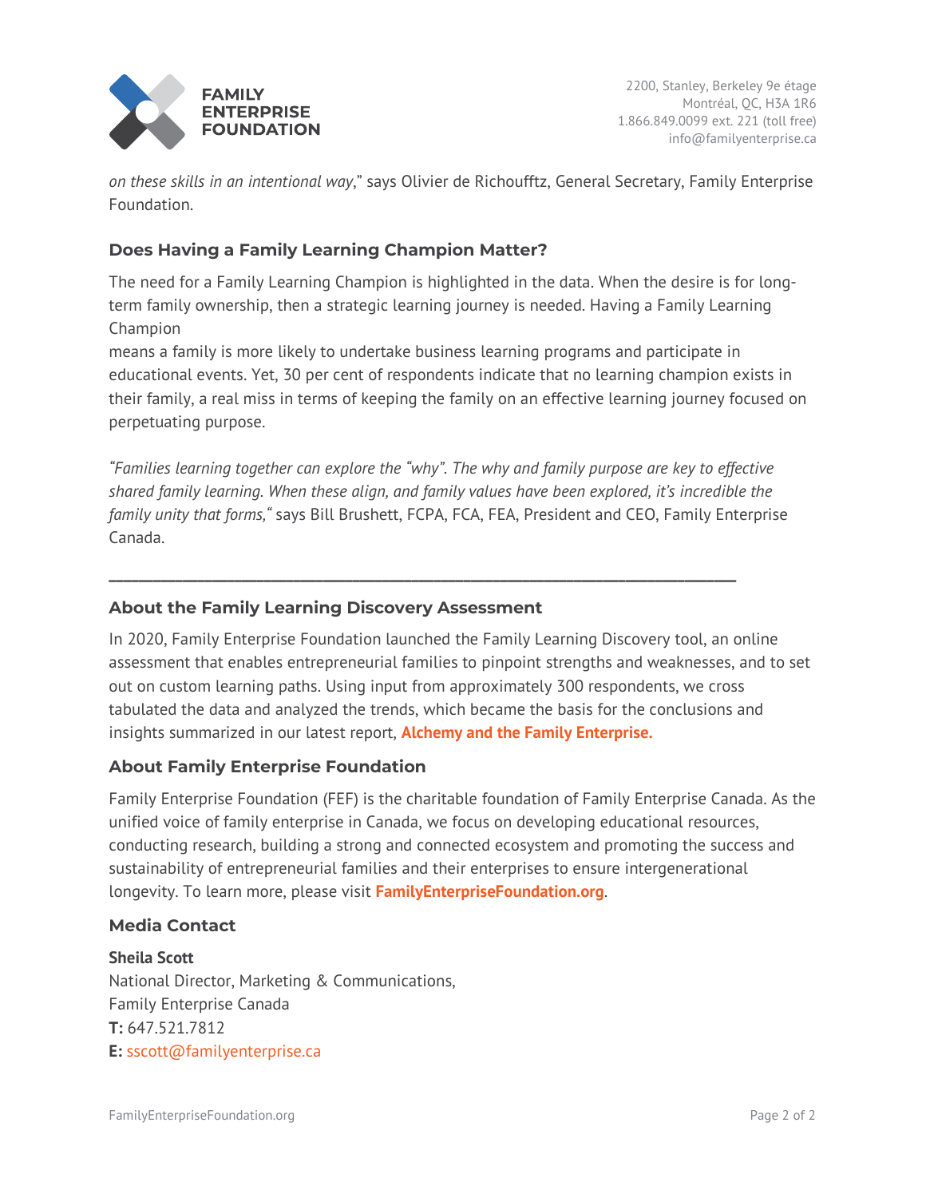*on these skills in an intentional way*," says Olivier de Richoufftz, General Secretary, Family Enterprise Foundation.

### Does Having a Family Learning Champion Matter?

The need for a Family Learning Champion is highlighted in the data. When the desire is for long-term family ownership, then a strategic learning journey is needed. Having a Family Learning Champion
means a family is more likely to undertake business learning programs and participate in educational events. Yet, 30 per cent of respondents indicate that no learning champion exists in their family, a real miss in terms of keeping the family on an effective learning journey focused on perpetuating purpose.

*"Families learning together can explore the "why". The why and family purpose are key to effective shared family learning. When these align, and family values have been explored, it's incredible the family unity that forms,"* says Bill Brushett, FCPA, FCA, FEA, President and CEO, Family Enterprise Canada.

---

### About the Family Learning Discovery Assessment

In 2020, Family Enterprise Foundation launched the Family Learning Discovery tool, an online assessment that enables entrepreneurial families to pinpoint strengths and weaknesses, and to set out on custom learning paths. Using input from approximately 300 respondents, we cross tabulated the data and analyzed the trends, which became the basis for the conclusions and insights summarized in our latest report, **Alchemy and the Family Enterprise.**

### About Family Enterprise Foundation

Family Enterprise Foundation (FEF) is the charitable foundation of Family Enterprise Canada. As the unified voice of family enterprise in Canada, we focus on developing educational resources, conducting research, building a strong and connected ecosystem and promoting the success and sustainability of entrepreneurial families and their enterprises to ensure intergenerational longevity. To learn more, please visit **FamilyEnterpriseFoundation.org**.

### Media Contact

**Sheila Scott**
National Director, Marketing & Communications,
Family Enterprise Canada
**T:** 647.521.7812
**E:** sscott@familyenterprise.ca